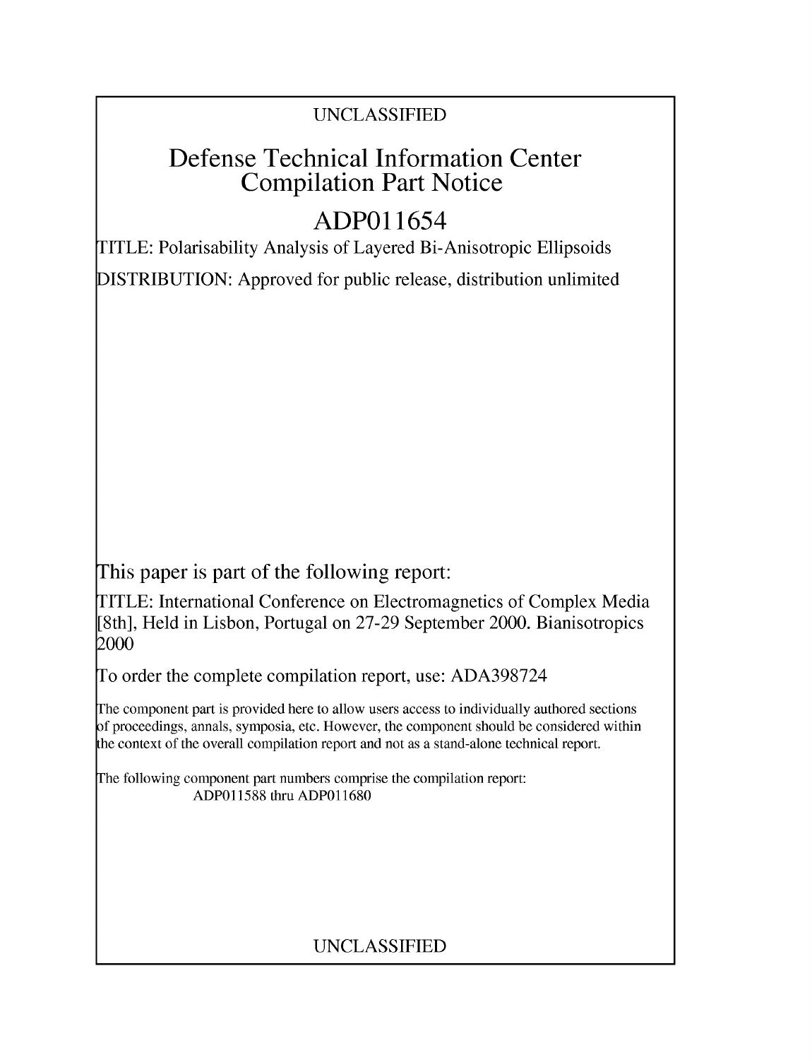UNCLASSIFIED

# Defense Technical Information Center Compilation Part Notice

## ADP011654

TITLE: Polarisability Analysis of Layered Bi-Anisotropic Ellipsoids

DISTRIBUTION: Approved for public release, distribution unlimited

This paper is part of the following report:

TITLE: International Conference on Electromagnetics of Complex Media [8th], Held in Lisbon, Portugal on 27-29 September 2000. Bianisotropics 2000

To order the complete compilation report, use: ADA398724

The component part is provided here to allow users access to individually authored sections of proceedings, annals, symposia, etc. However, the component should be considered within the context of the overall compilation report and not as a stand-alone technical report.

The following component part numbers comprise the compilation report:
ADP011588 thru ADP011680

UNCLASSIFIED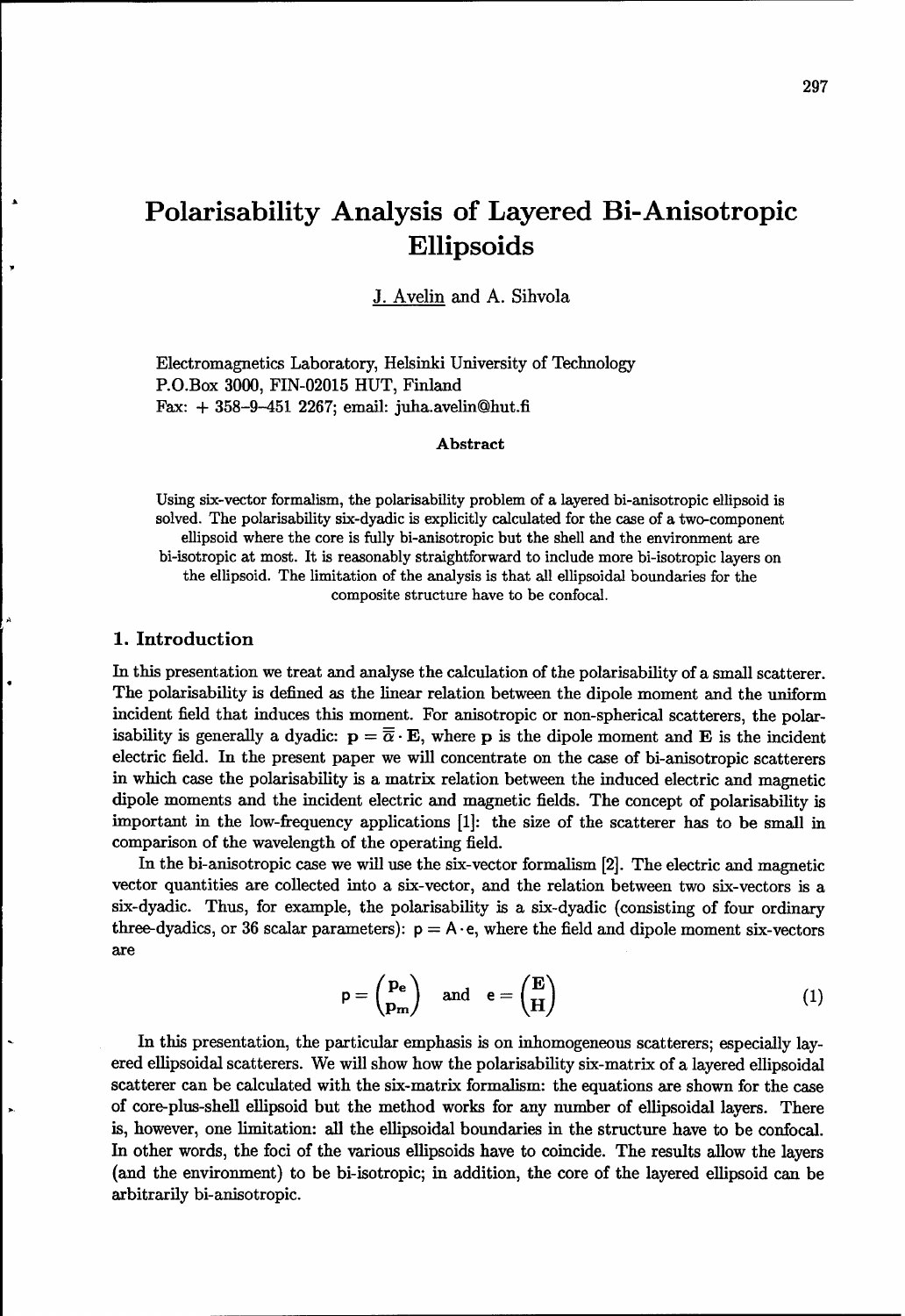# Polarisability Analysis of Layered Bi-Anisotropic Ellipsoids

J. Avelin and A. Sihvola

Electromagnetics Laboratory, Helsinki University of Technology
P.O.Box 3000, FIN-02015 HUT, Finland
Fax: + 358–9–451 2267; email: juha.avelin@hut.fi

**Abstract**

Using six-vector formalism, the polarisability problem of a layered bi-anisotropic ellipsoid is solved. The polarisability six-dyadic is explicitly calculated for the case of a two-component ellipsoid where the core is fully bi-anisotropic but the shell and the environment are bi-isotropic at most. It is reasonably straightforward to include more bi-isotropic layers on the ellipsoid. The limitation of the analysis is that all ellipsoidal boundaries for the composite structure have to be confocal.

## 1. Introduction

In this presentation we treat and analyse the calculation of the polarisability of a small scatterer. The polarisability is defined as the linear relation between the dipole moment and the uniform incident field that induces this moment. For anisotropic or non-spherical scatterers, the polarisability is generally a dyadic: $\mathbf{p} = \overline{\overline{\alpha}} \cdot \mathbf{E}$, where $\mathbf{p}$ is the dipole moment and $\mathbf{E}$ is the incident electric field. In the present paper we will concentrate on the case of bi-anisotropic scatterers in which case the polarisability is a matrix relation between the induced electric and magnetic dipole moments and the incident electric and magnetic fields. The concept of polarisability is important in the low-frequency applications [1]: the size of the scatterer has to be small in comparison of the wavelength of the operating field.

In the bi-anisotropic case we will use the six-vector formalism [2]. The electric and magnetic vector quantities are collected into a six-vector, and the relation between two six-vectors is a six-dyadic. Thus, for example, the polarisability is a six-dyadic (consisting of four ordinary three-dyadics, or 36 scalar parameters): $\mathsf{p} = \mathsf{A} \cdot \mathsf{e}$, where the field and dipole moment six-vectors are

$$\mathsf{p} = \begin{pmatrix} \mathbf{p_e} \\ \mathbf{p_m} \end{pmatrix} \quad \text{and} \quad \mathsf{e} = \begin{pmatrix} \mathbf{E} \\ \mathbf{H} \end{pmatrix} \tag{1}$$

In this presentation, the particular emphasis is on inhomogeneous scatterers; especially layered ellipsoidal scatterers. We will show how the polarisability six-matrix of a layered ellipsoidal scatterer can be calculated with the six-matrix formalism: the equations are shown for the case of core-plus-shell ellipsoid but the method works for any number of ellipsoidal layers. There is, however, one limitation: all the ellipsoidal boundaries in the structure have to be confocal. In other words, the foci of the various ellipsoids have to coincide. The results allow the layers (and the environment) to be bi-isotropic; in addition, the core of the layered ellipsoid can be arbitrarily bi-anisotropic.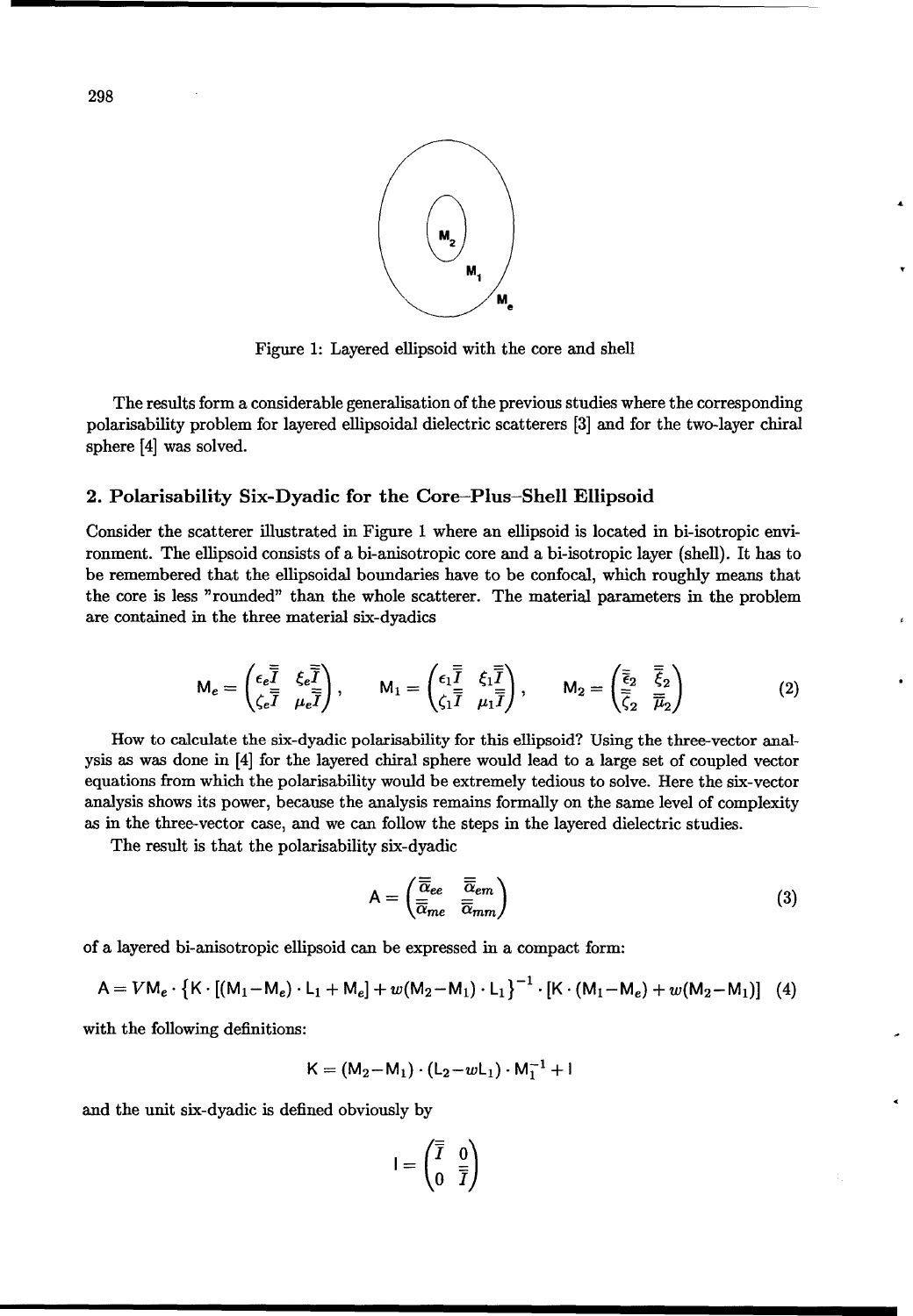Figure 1: Layered ellipsoid with the core and shell

The results form a considerable generalisation of the previous studies where the corresponding polarisability problem for layered ellipsoidal dielectric scatterers [3] and for the two-layer chiral sphere [4] was solved.

## 2. Polarisability Six-Dyadic for the Core–Plus–Shell Ellipsoid

Consider the scatterer illustrated in Figure 1 where an ellipsoid is located in bi-isotropic environment. The ellipsoid consists of a bi-anisotropic core and a bi-isotropic layer (shell). It has to be remembered that the ellipsoidal boundaries have to be confocal, which roughly means that the core is less "rounded" than the whole scatterer. The material parameters in the problem are contained in the three material six-dyadics

$$\mathsf{M}_e = \begin{pmatrix} \epsilon_e \overline{\overline{I}} & \xi_e \overline{\overline{I}} \\ \zeta_e \overline{\overline{I}} & \mu_e \overline{\overline{I}} \end{pmatrix}, \qquad \mathsf{M}_1 = \begin{pmatrix} \epsilon_1 \overline{\overline{I}} & \xi_1 \overline{\overline{I}} \\ \zeta_1 \overline{\overline{I}} & \mu_1 \overline{\overline{I}} \end{pmatrix}, \qquad \mathsf{M}_2 = \begin{pmatrix} \overline{\overline{\epsilon}}_2 & \overline{\overline{\xi}}_2 \\ \overline{\overline{\zeta}}_2 & \overline{\overline{\mu}}_2 \end{pmatrix} \tag{2}$$

How to calculate the six-dyadic polarisability for this ellipsoid? Using the three-vector analysis as was done in [4] for the layered chiral sphere would lead to a large set of coupled vector equations from which the polarisability would be extremely tedious to solve. Here the six-vector analysis shows its power, because the analysis remains formally on the same level of complexity as in the three-vector case, and we can follow the steps in the layered dielectric studies.

The result is that the polarisability six-dyadic

$$\mathsf{A} = \begin{pmatrix} \overline{\overline{\alpha}}_{ee} & \overline{\overline{\alpha}}_{em} \\ \overline{\overline{\alpha}}_{me} & \overline{\overline{\alpha}}_{mm} \end{pmatrix} \tag{3}$$

of a layered bi-anisotropic ellipsoid can be expressed in a compact form:

$$\mathsf{A} = V\mathsf{M}_e \cdot \left\{ \mathsf{K} \cdot [(\mathsf{M}_1 - \mathsf{M}_e) \cdot \mathsf{L}_1 + \mathsf{M}_e] + w(\mathsf{M}_2 - \mathsf{M}_1) \cdot \mathsf{L}_1 \right\}^{-1} \cdot [\mathsf{K} \cdot (\mathsf{M}_1 - \mathsf{M}_e) + w(\mathsf{M}_2 - \mathsf{M}_1)] \tag{4}$$

with the following definitions:

$$\mathsf{K} = (\mathsf{M}_2 - \mathsf{M}_1) \cdot (\mathsf{L}_2 - w\mathsf{L}_1) \cdot \mathsf{M}_1^{-1} + \mathsf{I}$$

and the unit six-dyadic is defined obviously by

$$\mathsf{I} = \begin{pmatrix} \overline{\overline{I}} & 0 \\ 0 & \overline{\overline{I}} \end{pmatrix}$$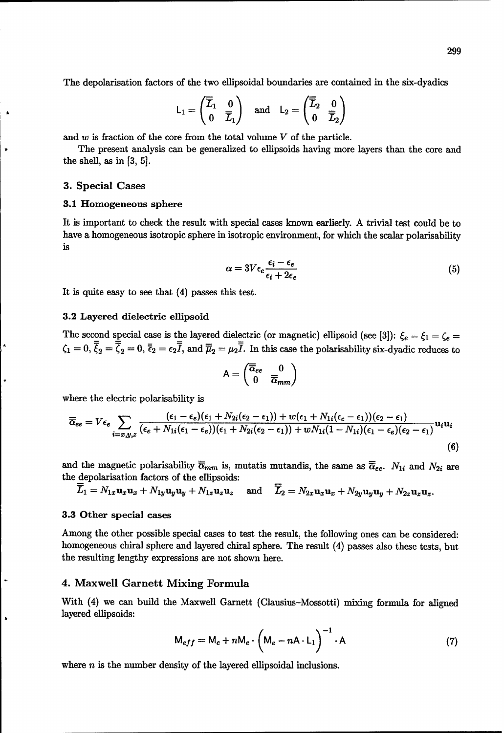The depolarisation factors of the two ellipsoidal boundaries are contained in the six-dyadics

$$\mathsf{L}_1 = \begin{pmatrix} \overline{\overline{L}}_1 & 0 \\ 0 & \overline{\overline{L}}_1 \end{pmatrix} \quad \text{and} \quad \mathsf{L}_2 = \begin{pmatrix} \overline{\overline{L}}_2 & 0 \\ 0 & \overline{\overline{L}}_2 \end{pmatrix}$$

and $w$ is fraction of the core from the total volume $V$ of the particle.

The present analysis can be generalized to ellipsoids having more layers than the core and the shell, as in [3, 5].

## 3. Special Cases

### 3.1 Homogeneous sphere

It is important to check the result with special cases known earlierly. A trivial test could be to have a homogeneous isotropic sphere in isotropic environment, for which the scalar polarisability is

$$\alpha = 3V\epsilon_e \frac{\epsilon_i - \epsilon_e}{\epsilon_i + 2\epsilon_e} \tag{5}$$

It is quite easy to see that (4) passes this test.

### 3.2 Layered dielectric ellipsoid

The second special case is the layered dielectric (or magnetic) ellipsoid (see [3]): $\xi_e = \xi_1 = \zeta_e = \zeta_1 = 0$, $\overline{\overline{\xi}}_2 = \overline{\overline{\zeta}}_2 = 0$, $\overline{\overline{\epsilon}}_2 = \epsilon_2 \overline{\overline{I}}$, and $\overline{\overline{\mu}}_2 = \mu_2 \overline{\overline{I}}$. In this case the polarisability six-dyadic reduces to

$$\mathsf{A} = \begin{pmatrix} \overline{\overline{\alpha}}_{ee} & 0 \\ 0 & \overline{\overline{\alpha}}_{mm} \end{pmatrix}$$

where the electric polarisability is

$$\overline{\overline{\alpha}}_{ee} = V\epsilon_e \sum_{i=x,y,z} \frac{(\epsilon_1 - \epsilon_e)(\epsilon_1 + N_{2i}(\epsilon_2 - \epsilon_1)) + w(\epsilon_1 + N_{1i}(\epsilon_e - \epsilon_1))(\epsilon_2 - \epsilon_1)}{(\epsilon_e + N_{1i}(\epsilon_1 - \epsilon_e))(\epsilon_1 + N_{2i}(\epsilon_2 - \epsilon_1)) + wN_{1i}(1 - N_{1i})(\epsilon_1 - \epsilon_e)(\epsilon_2 - \epsilon_1)} \mathbf{u}_i \mathbf{u}_i \tag{6}$$

and the magnetic polarisability $\overline{\overline{\alpha}}_{mm}$ is, mutatis mutandis, the same as $\overline{\overline{\alpha}}_{ee}$. $N_{1i}$ and $N_{2i}$ are the depolarisation factors of the ellipsoids:

$\overline{\overline{L}}_1 = N_{1x}\mathbf{u}_x\mathbf{u}_x + N_{1y}\mathbf{u}_y\mathbf{u}_y + N_{1z}\mathbf{u}_z\mathbf{u}_z$ and $\overline{\overline{L}}_2 = N_{2x}\mathbf{u}_x\mathbf{u}_x + N_{2y}\mathbf{u}_y\mathbf{u}_y + N_{2z}\mathbf{u}_z\mathbf{u}_z$.

### 3.3 Other special cases

Among the other possible special cases to test the result, the following ones can be considered: homogeneous chiral sphere and layered chiral sphere. The result (4) passes also these tests, but the resulting lengthy expressions are not shown here.

## 4. Maxwell Garnett Mixing Formula

With (4) we can build the Maxwell Garnett (Clausius–Mossotti) mixing formula for aligned layered ellipsoids:

$$\mathsf{M}_{eff} = \mathsf{M}_e + n\mathsf{M}_e \cdot \left( \mathsf{M}_e - n\mathsf{A} \cdot \mathsf{L}_1 \right)^{-1} \cdot \mathsf{A} \tag{7}$$

where $n$ is the number density of the layered ellipsoidal inclusions.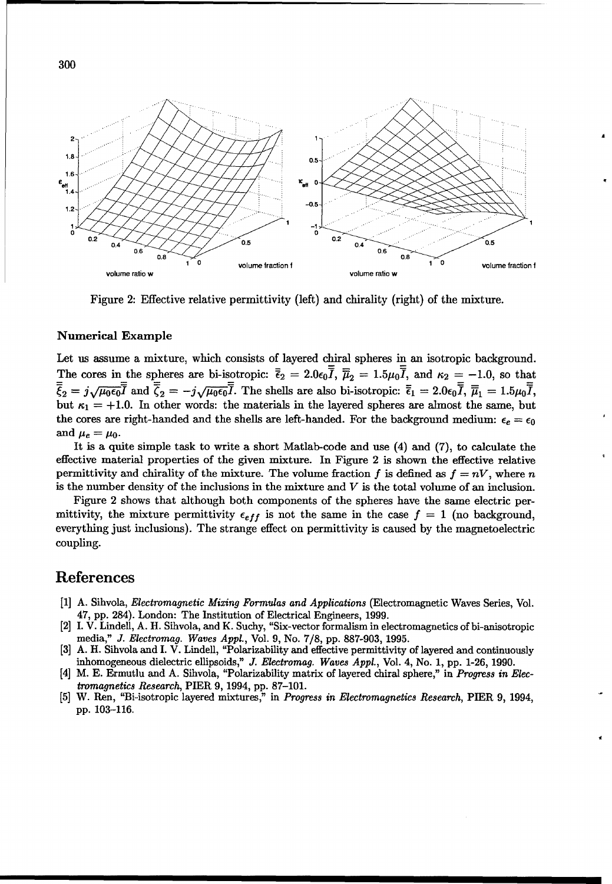2
1.8
1.6
$\epsilon_{eff}$
1.4
1.2
1
0
0.2
0.4
0.6
0.8
1
0
0.5
1
volume ratio w
volume fraction f

1
0.5
$\kappa_{eff}$
0
-0.5
-1
0
0.2
0.4
0.6
0.8
1
0
0.5
1
volume ratio w
volume fraction f

Figure 2: Effective relative permittivity (left) and chirality (right) of the mixture.

### Numerical Example

Let us assume a mixture, which consists of layered chiral spheres in an isotropic background. The cores in the spheres are bi-isotropic: $\overline{\overline{\epsilon}}_2 = 2.0\epsilon_0\overline{\overline{I}}$, $\overline{\overline{\mu}}_2 = 1.5\mu_0\overline{\overline{I}}$, and $\kappa_2 = -1.0$, so that $\overline{\overline{\xi}}_2 = j\sqrt{\mu_0\epsilon_0}\overline{\overline{I}}$ and $\overline{\overline{\zeta}}_2 = -j\sqrt{\mu_0\epsilon_0}\overline{\overline{I}}$. The shells are also bi-isotropic: $\overline{\overline{\epsilon}}_1 = 2.0\epsilon_0\overline{\overline{I}}$, $\overline{\overline{\mu}}_1 = 1.5\mu_0\overline{\overline{I}}$, but $\kappa_1 = +1.0$. In other words: the materials in the layered spheres are almost the same, but the cores are right-handed and the shells are left-handed. For the background medium: $\epsilon_e = \epsilon_0$ and $\mu_e = \mu_0$.

It is a quite simple task to write a short Matlab-code and use (4) and (7), to calculate the effective material properties of the given mixture. In Figure 2 is shown the effective relative permittivity and chirality of the mixture. The volume fraction $f$ is defined as $f = nV$, where $n$ is the number density of the inclusions in the mixture and $V$ is the total volume of an inclusion.

Figure 2 shows that although both components of the spheres have the same electric permittivity, the mixture permittivity $\epsilon_{eff}$ is not the same in the case $f = 1$ (no background, everything just inclusions). The strange effect on permittivity is caused by the magnetoelectric coupling.

## References

[1] A. Sihvola, *Electromagnetic Mixing Formulas and Applications* (Electromagnetic Waves Series, Vol. 47, pp. 284). London: The Institution of Electrical Engineers, 1999.

[2] I. V. Lindell, A. H. Sihvola, and K. Suchy, "Six-vector formalism in electromagnetics of bi-anisotropic media," *J. Electromag. Waves Appl.*, Vol. 9, No. 7/8, pp. 887-903, 1995.

[3] A. H. Sihvola and I. V. Lindell, "Polarizability and effective permittivity of layered and continuously inhomogeneous dielectric ellipsoids," *J. Electromag. Waves Appl.*, Vol. 4, No. 1, pp. 1-26, 1990.

[4] M. E. Ermutlu and A. Sihvola, "Polarizability matrix of layered chiral sphere," in *Progress in Electromagnetics Research*, PIER 9, 1994, pp. 87–101.

[5] W. Ren, "Bi-isotropic layered mixtures," in *Progress in Electromagnetics Research*, PIER 9, 1994, pp. 103–116.